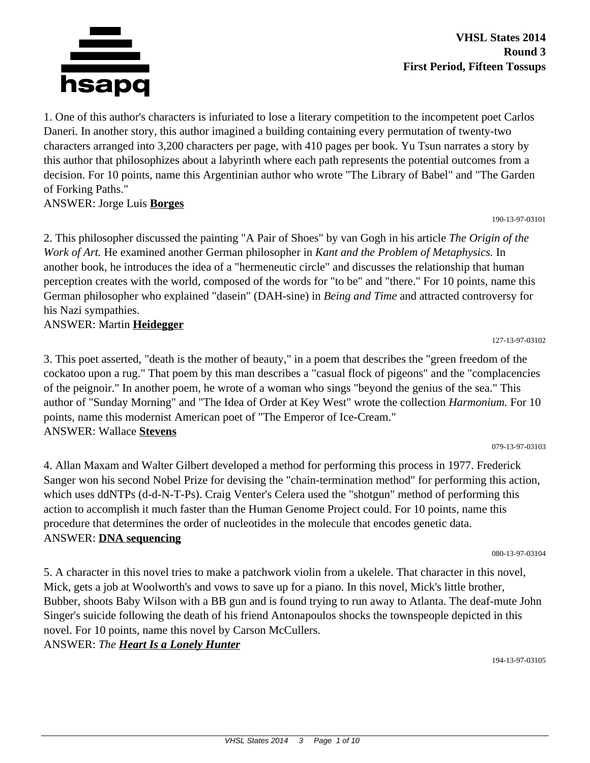**VHSL States 2014**
**Round 3**
**First Period, Fifteen Tossups**

1. One of this author's characters is infuriated to lose a literary competition to the incompetent poet Carlos Daneri. In another story, this author imagined a building containing every permutation of twenty-two characters arranged into 3,200 characters per page, with 410 pages per book. Yu Tsun narrates a story by this author that philosophizes about a labyrinth where each path represents the potential outcomes from a decision. For 10 points, name this Argentinian author who wrote "The Library of Babel" and "The Garden of Forking Paths."
ANSWER: Jorge Luis **Borges**

190-13-97-03101

2. This philosopher discussed the painting "A Pair of Shoes" by van Gogh in his article *The Origin of the Work of Art.* He examined another German philosopher in *Kant and the Problem of Metaphysics.* In another book, he introduces the idea of a "hermeneutic circle" and discusses the relationship that human perception creates with the world, composed of the words for "to be" and "there." For 10 points, name this German philosopher who explained "dasein" (DAH-sine) in *Being and Time* and attracted controversy for his Nazi sympathies.
ANSWER: Martin **Heidegger**

127-13-97-03102

3. This poet asserted, "death is the mother of beauty," in a poem that describes the "green freedom of the cockatoo upon a rug." That poem by this man describes a "casual flock of pigeons" and the "complacencies of the peignoir." In another poem, he wrote of a woman who sings "beyond the genius of the sea." This author of "Sunday Morning" and "The Idea of Order at Key West" wrote the collection *Harmonium.* For 10 points, name this modernist American poet of "The Emperor of Ice-Cream."
ANSWER: Wallace **Stevens**

079-13-97-03103

4. Allan Maxam and Walter Gilbert developed a method for performing this process in 1977. Frederick Sanger won his second Nobel Prize for devising the "chain-termination method" for performing this action, which uses ddNTPs (d-d-N-T-Ps). Craig Venter's Celera used the "shotgun" method of performing this action to accomplish it much faster than the Human Genome Project could. For 10 points, name this procedure that determines the order of nucleotides in the molecule that encodes genetic data.
ANSWER: **DNA sequencing**

080-13-97-03104

5. A character in this novel tries to make a patchwork violin from a ukelele. That character in this novel, Mick, gets a job at Woolworth's and vows to save up for a piano. In this novel, Mick's little brother, Bubber, shoots Baby Wilson with a BB gun and is found trying to run away to Atlanta. The deaf-mute John Singer's suicide following the death of his friend Antonapoulos shocks the townspeople depicted in this novel. For 10 points, name this novel by Carson McCullers.
ANSWER: *The* ***Heart Is a Lonely Hunter***

194-13-97-03105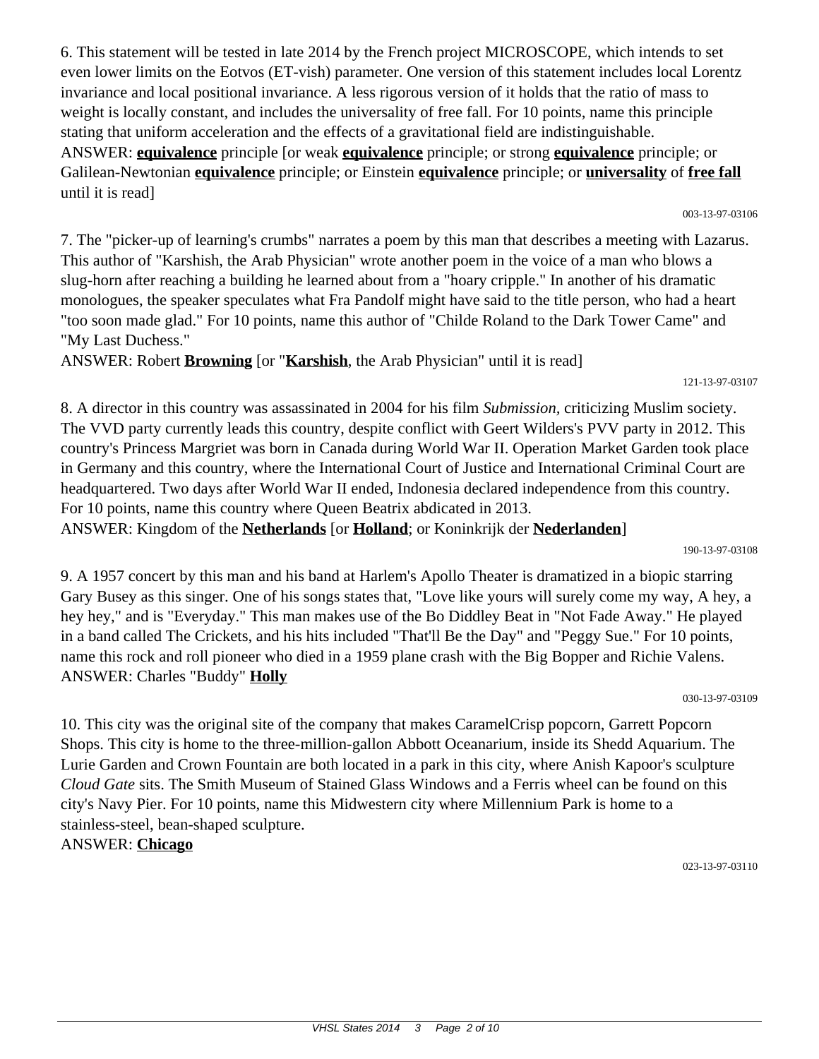6. This statement will be tested in late 2014 by the French project MICROSCOPE, which intends to set even lower limits on the Eotvos (ET-vish) parameter. One version of this statement includes local Lorentz invariance and local positional invariance. A less rigorous version of it holds that the ratio of mass to weight is locally constant, and includes the universality of free fall. For 10 points, name this principle stating that uniform acceleration and the effects of a gravitational field are indistinguishable.
ANSWER: **equivalence** principle [or weak **equivalence** principle; or strong **equivalence** principle; or Galilean-Newtonian **equivalence** principle; or Einstein **equivalence** principle; or **universality** of **free fall** until it is read]

003-13-97-03106

7. The "picker-up of learning's crumbs" narrates a poem by this man that describes a meeting with Lazarus. This author of "Karshish, the Arab Physician" wrote another poem in the voice of a man who blows a slug-horn after reaching a building he learned about from a "hoary cripple." In another of his dramatic monologues, the speaker speculates what Fra Pandolf might have said to the title person, who had a heart "too soon made glad." For 10 points, name this author of "Childe Roland to the Dark Tower Came" and "My Last Duchess."
ANSWER: Robert **Browning** [or "**Karshish**, the Arab Physician" until it is read]

121-13-97-03107

8. A director in this country was assassinated in 2004 for his film *Submission*, criticizing Muslim society. The VVD party currently leads this country, despite conflict with Geert Wilders's PVV party in 2012. This country's Princess Margriet was born in Canada during World War II. Operation Market Garden took place in Germany and this country, where the International Court of Justice and International Criminal Court are headquartered. Two days after World War II ended, Indonesia declared independence from this country. For 10 points, name this country where Queen Beatrix abdicated in 2013.
ANSWER: Kingdom of the **Netherlands** [or **Holland**; or Koninkrijk der **Nederlanden**]

190-13-97-03108

9. A 1957 concert by this man and his band at Harlem's Apollo Theater is dramatized in a biopic starring Gary Busey as this singer. One of his songs states that, "Love like yours will surely come my way, A hey, a hey hey," and is "Everyday." This man makes use of the Bo Diddley Beat in "Not Fade Away." He played in a band called The Crickets, and his hits included "That'll Be the Day" and "Peggy Sue." For 10 points, name this rock and roll pioneer who died in a 1959 plane crash with the Big Bopper and Richie Valens.
ANSWER: Charles "Buddy" **Holly**

030-13-97-03109

10. This city was the original site of the company that makes CaramelCrisp popcorn, Garrett Popcorn Shops. This city is home to the three-million-gallon Abbott Oceanarium, inside its Shedd Aquarium. The Lurie Garden and Crown Fountain are both located in a park in this city, where Anish Kapoor's sculpture *Cloud Gate* sits. The Smith Museum of Stained Glass Windows and a Ferris wheel can be found on this city's Navy Pier. For 10 points, name this Midwestern city where Millennium Park is home to a stainless-steel, bean-shaped sculpture.
ANSWER: **Chicago**

023-13-97-03110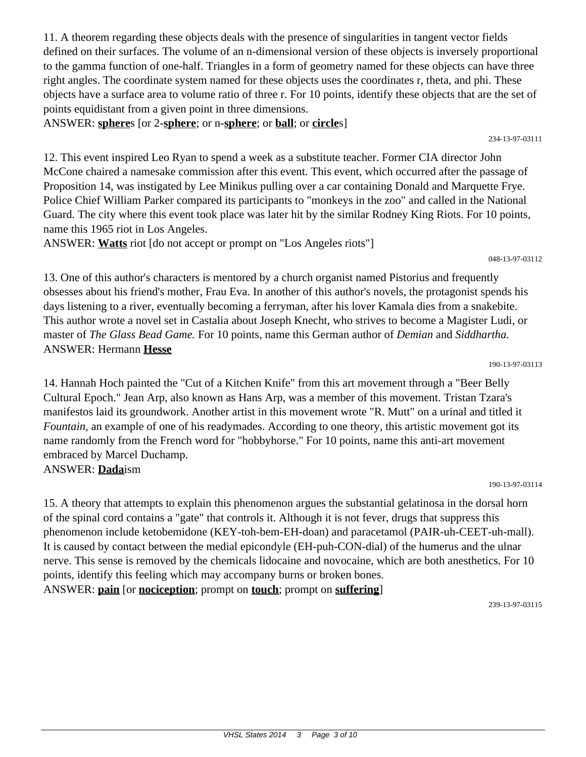11. A theorem regarding these objects deals with the presence of singularities in tangent vector fields defined on their surfaces. The volume of an n-dimensional version of these objects is inversely proportional to the gamma function of one-half. Triangles in a form of geometry named for these objects can have three right angles. The coordinate system named for these objects uses the coordinates r, theta, and phi. These objects have a surface area to volume ratio of three r. For 10 points, identify these objects that are the set of points equidistant from a given point in three dimensions.

ANSWER: **sphere**s [or 2-**sphere**; or n-**sphere**; or **ball**; or **circle**s]

234-13-97-03111

12. This event inspired Leo Ryan to spend a week as a substitute teacher. Former CIA director John McCone chaired a namesake commission after this event. This event, which occurred after the passage of Proposition 14, was instigated by Lee Minikus pulling over a car containing Donald and Marquette Frye. Police Chief William Parker compared its participants to "monkeys in the zoo" and called in the National Guard. The city where this event took place was later hit by the similar Rodney King Riots. For 10 points, name this 1965 riot in Los Angeles.

ANSWER: **Watts** riot [do not accept or prompt on "Los Angeles riots"]

048-13-97-03112

13. One of this author's characters is mentored by a church organist named Pistorius and frequently obsesses about his friend's mother, Frau Eva. In another of this author's novels, the protagonist spends his days listening to a river, eventually becoming a ferryman, after his lover Kamala dies from a snakebite. This author wrote a novel set in Castalia about Joseph Knecht, who strives to become a Magister Ludi, or master of *The Glass Bead Game.* For 10 points, name this German author of *Demian* and *Siddhartha.*

ANSWER: Hermann **Hesse**

190-13-97-03113

14. Hannah Hoch painted the "Cut of a Kitchen Knife" from this art movement through a "Beer Belly Cultural Epoch." Jean Arp, also known as Hans Arp, was a member of this movement. Tristan Tzara's manifestos laid its groundwork. Another artist in this movement wrote "R. Mutt" on a urinal and titled it *Fountain,* an example of one of his readymades. According to one theory, this artistic movement got its name randomly from the French word for "hobbyhorse." For 10 points, name this anti-art movement embraced by Marcel Duchamp.

ANSWER: **Dada**ism

190-13-97-03114

15. A theory that attempts to explain this phenomenon argues the substantial gelatinosa in the dorsal horn of the spinal cord contains a "gate" that controls it. Although it is not fever, drugs that suppress this phenomenon include ketobemidone (KEY-toh-bem-EH-doan) and paracetamol (PAIR-uh-CEET-uh-mall). It is caused by contact between the medial epicondyle (EH-puh-CON-dial) of the humerus and the ulnar nerve. This sense is removed by the chemicals lidocaine and novocaine, which are both anesthetics. For 10 points, identify this feeling which may accompany burns or broken bones.

ANSWER: **pain** [or **nociception**; prompt on **touch**; prompt on **suffering**]

239-13-97-03115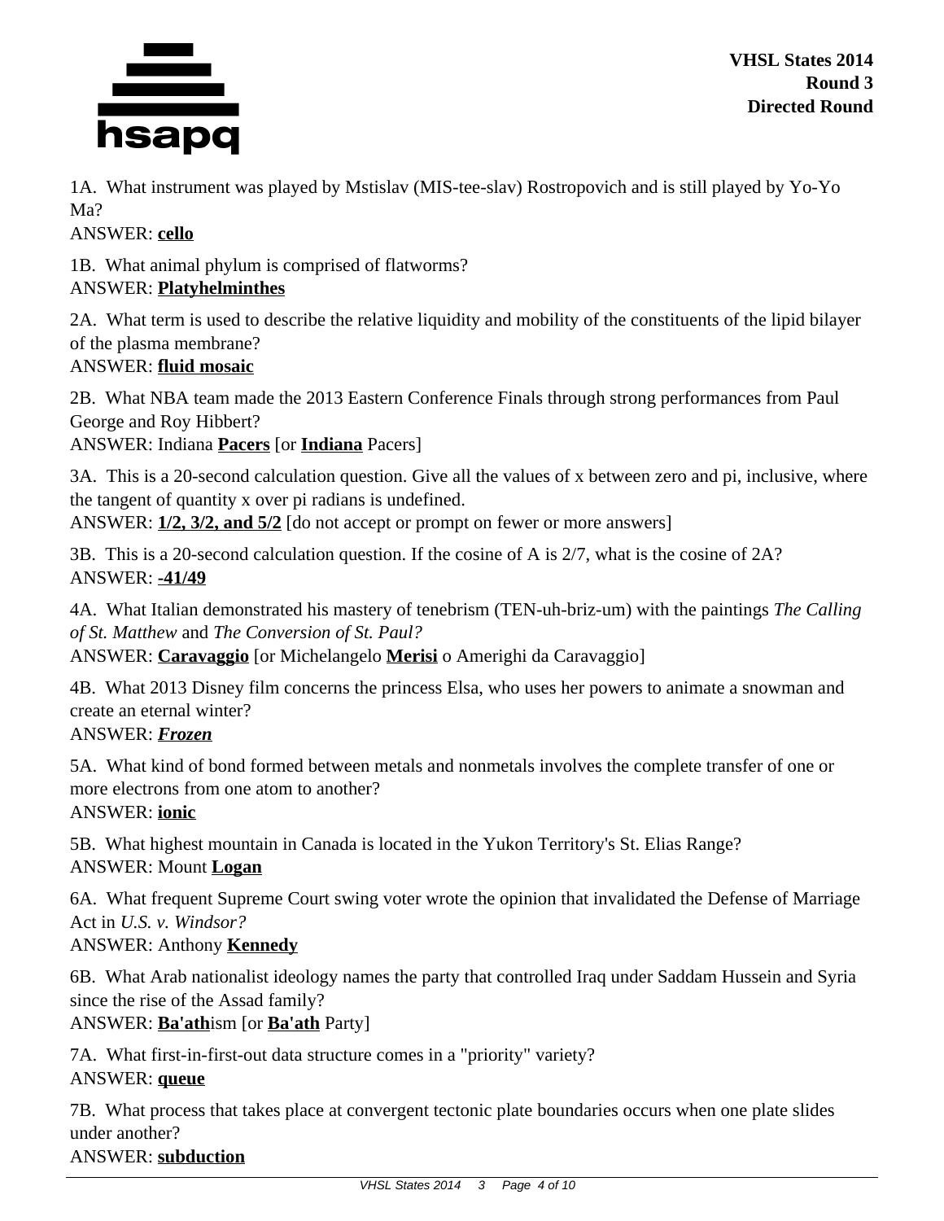VHSL States 2014
Round 3
Directed Round

1A. What instrument was played by Mstislav (MIS-tee-slav) Rostropovich and is still played by Yo-Yo Ma?
ANSWER: **cello**

1B. What animal phylum is comprised of flatworms?
ANSWER: **Platyhelminthes**

2A. What term is used to describe the relative liquidity and mobility of the constituents of the lipid bilayer of the plasma membrane?
ANSWER: **fluid mosaic**

2B. What NBA team made the 2013 Eastern Conference Finals through strong performances from Paul George and Roy Hibbert?
ANSWER: Indiana **Pacers** [or **Indiana** Pacers]

3A. This is a 20-second calculation question. Give all the values of x between zero and pi, inclusive, where the tangent of quantity x over pi radians is undefined.
ANSWER: **1/2, 3/2, and 5/2** [do not accept or prompt on fewer or more answers]

3B. This is a 20-second calculation question. If the cosine of A is 2/7, what is the cosine of 2A?
ANSWER: **-41/49**

4A. What Italian demonstrated his mastery of tenebrism (TEN-uh-briz-um) with the paintings *The Calling of St. Matthew* and *The Conversion of St. Paul?*
ANSWER: **Caravaggio** [or Michelangelo **Merisi** o Amerighi da Caravaggio]

4B. What 2013 Disney film concerns the princess Elsa, who uses her powers to animate a snowman and create an eternal winter?
ANSWER: ***Frozen***

5A. What kind of bond formed between metals and nonmetals involves the complete transfer of one or more electrons from one atom to another?
ANSWER: **ionic**

5B. What highest mountain in Canada is located in the Yukon Territory's St. Elias Range?
ANSWER: Mount **Logan**

6A. What frequent Supreme Court swing voter wrote the opinion that invalidated the Defense of Marriage Act in *U.S. v. Windsor?*
ANSWER: Anthony **Kennedy**

6B. What Arab nationalist ideology names the party that controlled Iraq under Saddam Hussein and Syria since the rise of the Assad family?
ANSWER: **Ba'ath**ism [or **Ba'ath** Party]

7A. What first-in-first-out data structure comes in a "priority" variety?
ANSWER: **queue**

7B. What process that takes place at convergent tectonic plate boundaries occurs when one plate slides under another?
ANSWER: **subduction**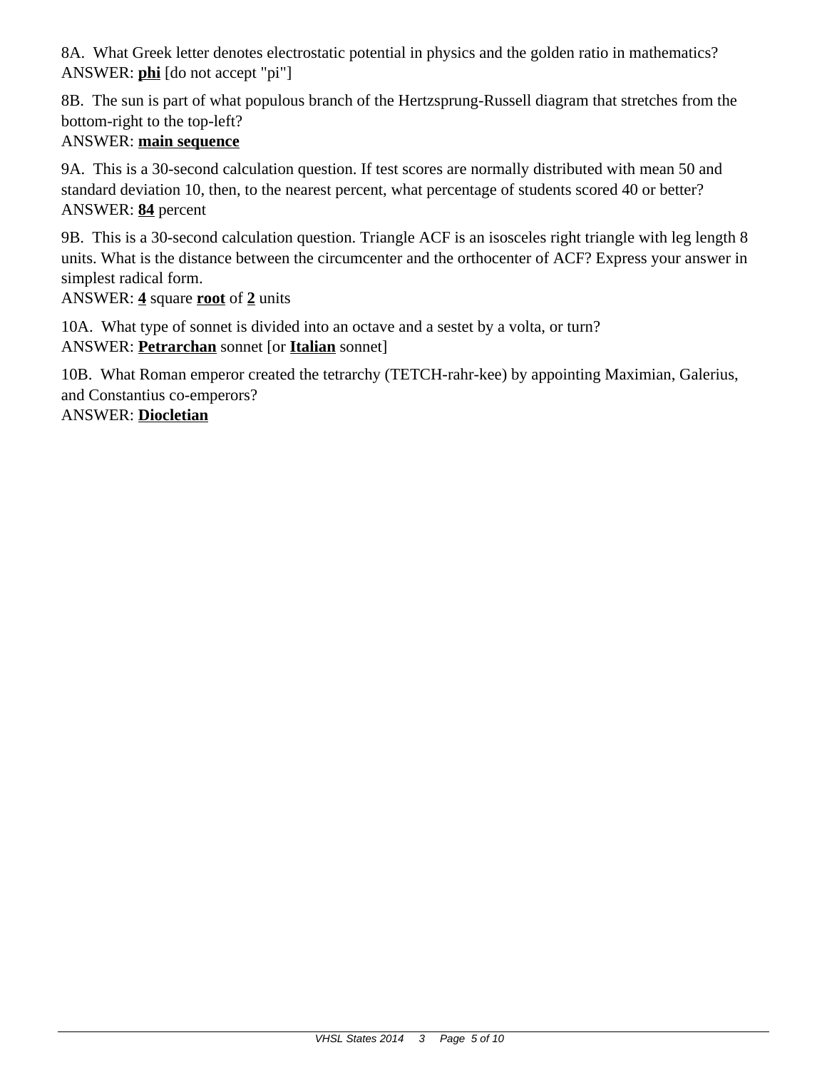8A. What Greek letter denotes electrostatic potential in physics and the golden ratio in mathematics?
ANSWER: **phi** [do not accept "pi"]

8B. The sun is part of what populous branch of the Hertzsprung-Russell diagram that stretches from the bottom-right to the top-left?
ANSWER: **main sequence**

9A. This is a 30-second calculation question. If test scores are normally distributed with mean 50 and standard deviation 10, then, to the nearest percent, what percentage of students scored 40 or better?
ANSWER: **84** percent

9B. This is a 30-second calculation question. Triangle ACF is an isosceles right triangle with leg length 8 units. What is the distance between the circumcenter and the orthocenter of ACF? Express your answer in simplest radical form.
ANSWER: **4** square **root** of **2** units

10A. What type of sonnet is divided into an octave and a sestet by a volta, or turn?
ANSWER: **Petrarchan** sonnet [or **Italian** sonnet]

10B. What Roman emperor created the tetrarchy (TETCH-rahr-kee) by appointing Maximian, Galerius, and Constantius co-emperors?
ANSWER: **Diocletian**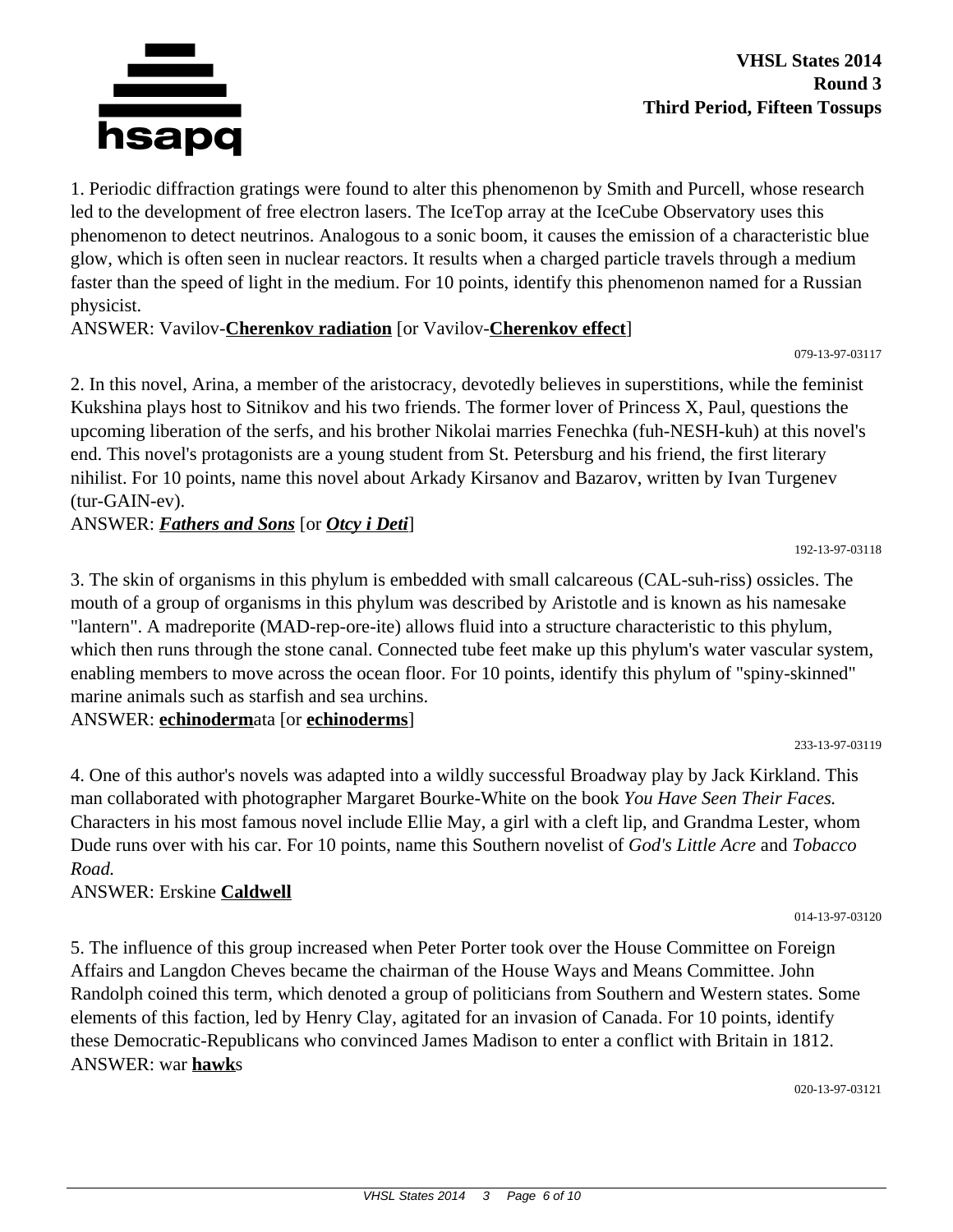**VHSL States 2014**
**Round 3**
**Third Period, Fifteen Tossups**

1. Periodic diffraction gratings were found to alter this phenomenon by Smith and Purcell, whose research led to the development of free electron lasers. The IceTop array at the IceCube Observatory uses this phenomenon to detect neutrinos. Analogous to a sonic boom, it causes the emission of a characteristic blue glow, which is often seen in nuclear reactors. It results when a charged particle travels through a medium faster than the speed of light in the medium. For 10 points, identify this phenomenon named for a Russian physicist.

ANSWER: Vavilov-**Cherenkov radiation** [or Vavilov-**Cherenkov effect**]

079-13-97-03117

2. In this novel, Arina, a member of the aristocracy, devotedly believes in superstitions, while the feminist Kukshina plays host to Sitnikov and his two friends. The former lover of Princess X, Paul, questions the upcoming liberation of the serfs, and his brother Nikolai marries Fenechka (fuh-NESH-kuh) at this novel's end. This novel's protagonists are a young student from St. Petersburg and his friend, the first literary nihilist. For 10 points, name this novel about Arkady Kirsanov and Bazarov, written by Ivan Turgenev (tur-GAIN-ev).

ANSWER: ***Fathers and Sons*** [or ***Otcy i Deti***]

192-13-97-03118

3. The skin of organisms in this phylum is embedded with small calcareous (CAL-suh-riss) ossicles. The mouth of a group of organisms in this phylum was described by Aristotle and is known as his namesake "lantern". A madreporite (MAD-rep-ore-ite) allows fluid into a structure characteristic to this phylum, which then runs through the stone canal. Connected tube feet make up this phylum's water vascular system, enabling members to move across the ocean floor. For 10 points, identify this phylum of "spiny-skinned" marine animals such as starfish and sea urchins.

ANSWER: **echinoderm**ata [or **echinoderms**]

233-13-97-03119

4. One of this author's novels was adapted into a wildly successful Broadway play by Jack Kirkland. This man collaborated with photographer Margaret Bourke-White on the book *You Have Seen Their Faces.* Characters in his most famous novel include Ellie May, a girl with a cleft lip, and Grandma Lester, whom Dude runs over with his car. For 10 points, name this Southern novelist of *God's Little Acre* and *Tobacco Road.*

ANSWER: Erskine **Caldwell**

014-13-97-03120

5. The influence of this group increased when Peter Porter took over the House Committee on Foreign Affairs and Langdon Cheves became the chairman of the House Ways and Means Committee. John Randolph coined this term, which denoted a group of politicians from Southern and Western states. Some elements of this faction, led by Henry Clay, agitated for an invasion of Canada. For 10 points, identify these Democratic-Republicans who convinced James Madison to enter a conflict with Britain in 1812.

ANSWER: war **hawk**s

020-13-97-03121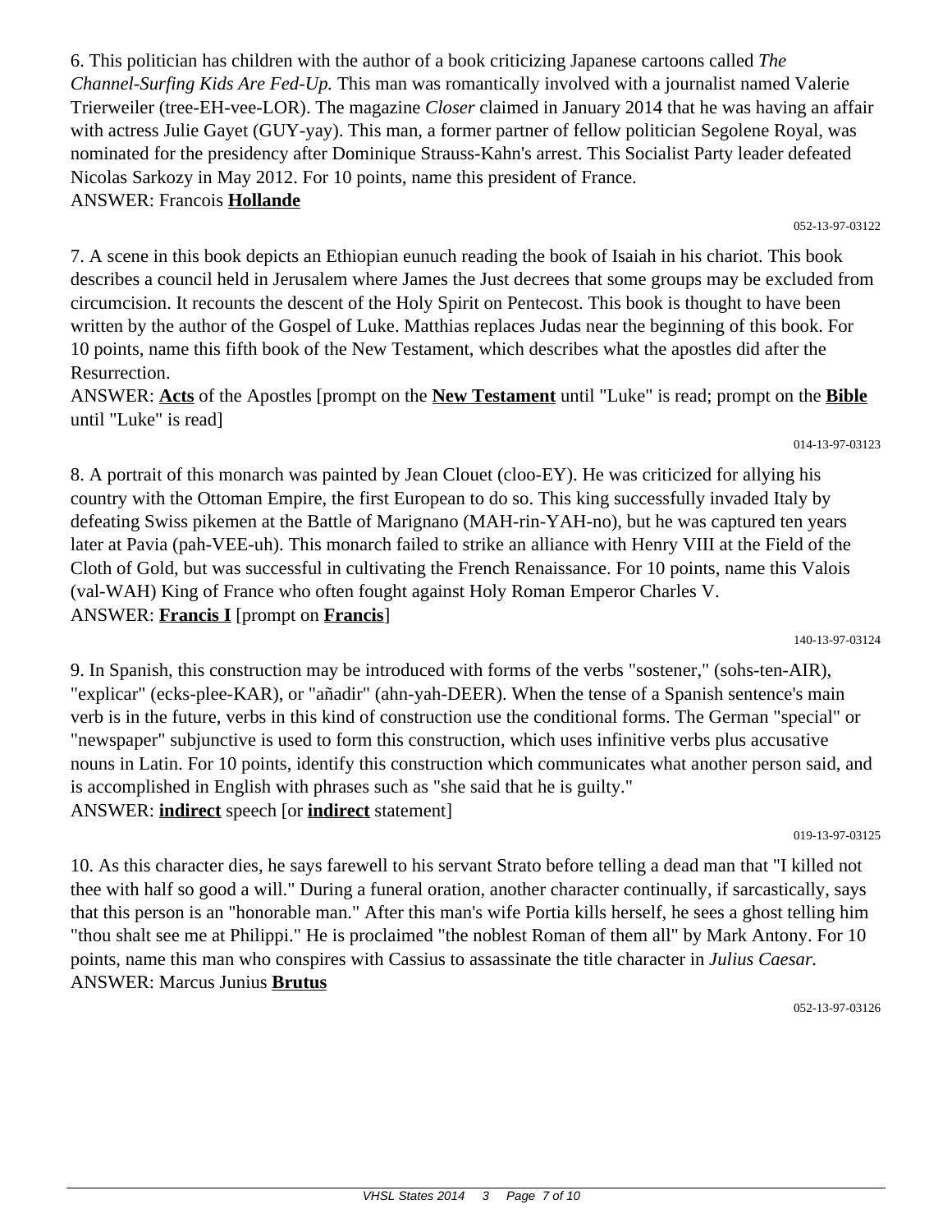6. This politician has children with the author of a book criticizing Japanese cartoons called *The Channel-Surfing Kids Are Fed-Up.* This man was romantically involved with a journalist named Valerie Trierweiler (tree-EH-vee-LOR). The magazine *Closer* claimed in January 2014 that he was having an affair with actress Julie Gayet (GUY-yay). This man, a former partner of fellow politician Segolene Royal, was nominated for the presidency after Dominique Strauss-Kahn's arrest. This Socialist Party leader defeated Nicolas Sarkozy in May 2012. For 10 points, name this president of France.
ANSWER: Francois **Hollande**

052-13-97-03122

7. A scene in this book depicts an Ethiopian eunuch reading the book of Isaiah in his chariot. This book describes a council held in Jerusalem where James the Just decrees that some groups may be excluded from circumcision. It recounts the descent of the Holy Spirit on Pentecost. This book is thought to have been written by the author of the Gospel of Luke. Matthias replaces Judas near the beginning of this book. For 10 points, name this fifth book of the New Testament, which describes what the apostles did after the Resurrection.
ANSWER: **Acts** of the Apostles [prompt on the **New Testament** until "Luke" is read; prompt on the **Bible** until "Luke" is read]

014-13-97-03123

8. A portrait of this monarch was painted by Jean Clouet (cloo-EY). He was criticized for allying his country with the Ottoman Empire, the first European to do so. This king successfully invaded Italy by defeating Swiss pikemen at the Battle of Marignano (MAH-rin-YAH-no), but he was captured ten years later at Pavia (pah-VEE-uh). This monarch failed to strike an alliance with Henry VIII at the Field of the Cloth of Gold, but was successful in cultivating the French Renaissance. For 10 points, name this Valois (val-WAH) King of France who often fought against Holy Roman Emperor Charles V.
ANSWER: **Francis I** [prompt on **Francis**]

140-13-97-03124

9. In Spanish, this construction may be introduced with forms of the verbs "sostener," (sohs-ten-AIR), "explicar" (ecks-plee-KAR), or "añadir" (ahn-yah-DEER). When the tense of a Spanish sentence's main verb is in the future, verbs in this kind of construction use the conditional forms. The German "special" or "newspaper" subjunctive is used to form this construction, which uses infinitive verbs plus accusative nouns in Latin. For 10 points, identify this construction which communicates what another person said, and is accomplished in English with phrases such as "she said that he is guilty."
ANSWER: **indirect** speech [or **indirect** statement]

019-13-97-03125

10. As this character dies, he says farewell to his servant Strato before telling a dead man that "I killed not thee with half so good a will." During a funeral oration, another character continually, if sarcastically, says that this person is an "honorable man." After this man's wife Portia kills herself, he sees a ghost telling him "thou shalt see me at Philippi." He is proclaimed "the noblest Roman of them all" by Mark Antony. For 10 points, name this man who conspires with Cassius to assassinate the title character in *Julius Caesar.*
ANSWER: Marcus Junius **Brutus**

052-13-97-03126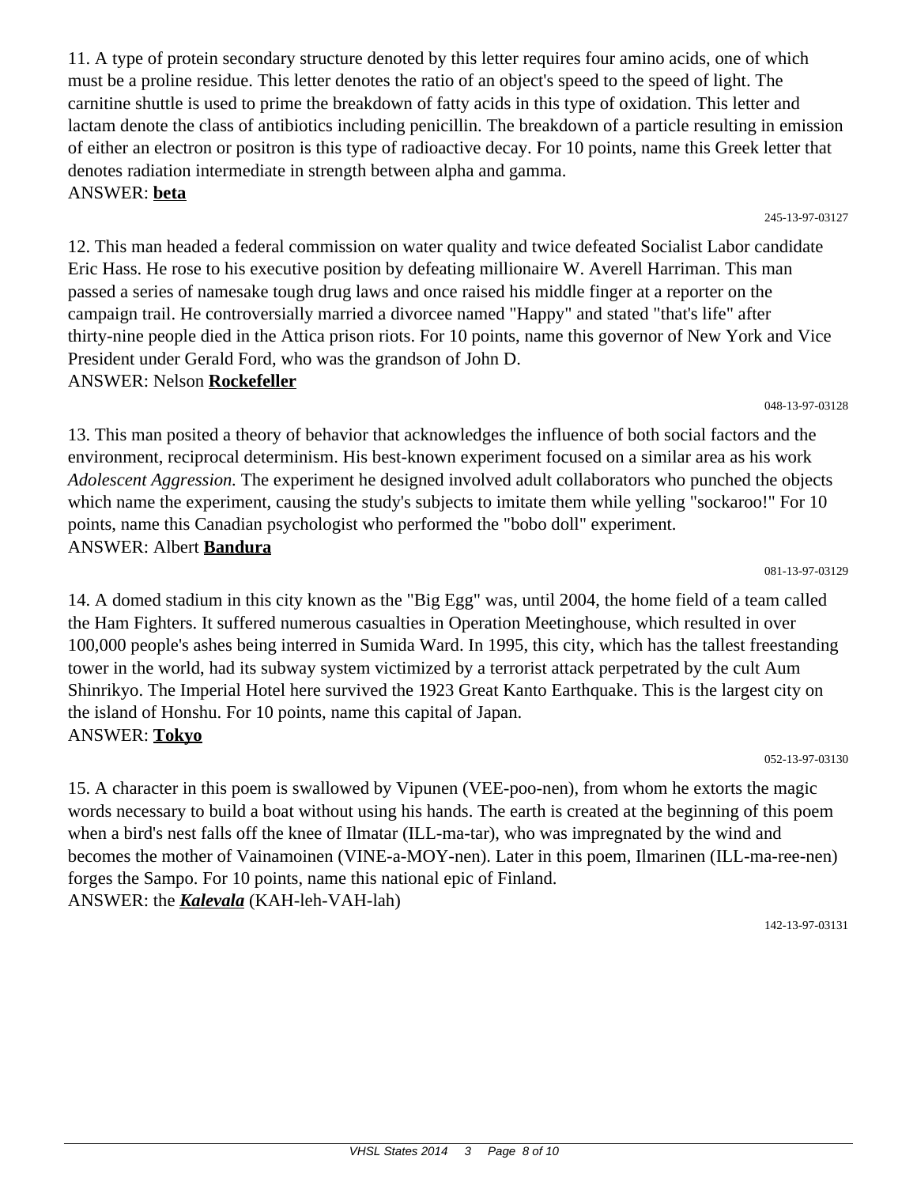11. A type of protein secondary structure denoted by this letter requires four amino acids, one of which must be a proline residue. This letter denotes the ratio of an object's speed to the speed of light. The carnitine shuttle is used to prime the breakdown of fatty acids in this type of oxidation. This letter and lactam denote the class of antibiotics including penicillin. The breakdown of a particle resulting in emission of either an electron or positron is this type of radioactive decay. For 10 points, name this Greek letter that denotes radiation intermediate in strength between alpha and gamma.
ANSWER: **beta**

245-13-97-03127

12. This man headed a federal commission on water quality and twice defeated Socialist Labor candidate Eric Hass. He rose to his executive position by defeating millionaire W. Averell Harriman. This man passed a series of namesake tough drug laws and once raised his middle finger at a reporter on the campaign trail. He controversially married a divorcee named "Happy" and stated "that's life" after thirty-nine people died in the Attica prison riots. For 10 points, name this governor of New York and Vice President under Gerald Ford, who was the grandson of John D.
ANSWER: Nelson **Rockefeller**

048-13-97-03128

13. This man posited a theory of behavior that acknowledges the influence of both social factors and the environment, reciprocal determinism. His best-known experiment focused on a similar area as his work *Adolescent Aggression.* The experiment he designed involved adult collaborators who punched the objects which name the experiment, causing the study's subjects to imitate them while yelling "sockaroo!" For 10 points, name this Canadian psychologist who performed the "bobo doll" experiment.
ANSWER: Albert **Bandura**

081-13-97-03129

14. A domed stadium in this city known as the "Big Egg" was, until 2004, the home field of a team called the Ham Fighters. It suffered numerous casualties in Operation Meetinghouse, which resulted in over 100,000 people's ashes being interred in Sumida Ward. In 1995, this city, which has the tallest freestanding tower in the world, had its subway system victimized by a terrorist attack perpetrated by the cult Aum Shinrikyo. The Imperial Hotel here survived the 1923 Great Kanto Earthquake. This is the largest city on the island of Honshu. For 10 points, name this capital of Japan.
ANSWER: **Tokyo**

052-13-97-03130

15. A character in this poem is swallowed by Vipunen (VEE-poo-nen), from whom he extorts the magic words necessary to build a boat without using his hands. The earth is created at the beginning of this poem when a bird's nest falls off the knee of Ilmatar (ILL-ma-tar), who was impregnated by the wind and becomes the mother of Vainamoinen (VINE-a-MOY-nen). Later in this poem, Ilmarinen (ILL-ma-ree-nen) forges the Sampo. For 10 points, name this national epic of Finland.
ANSWER: the ***Kalevala*** (KAH-leh-VAH-lah)

142-13-97-03131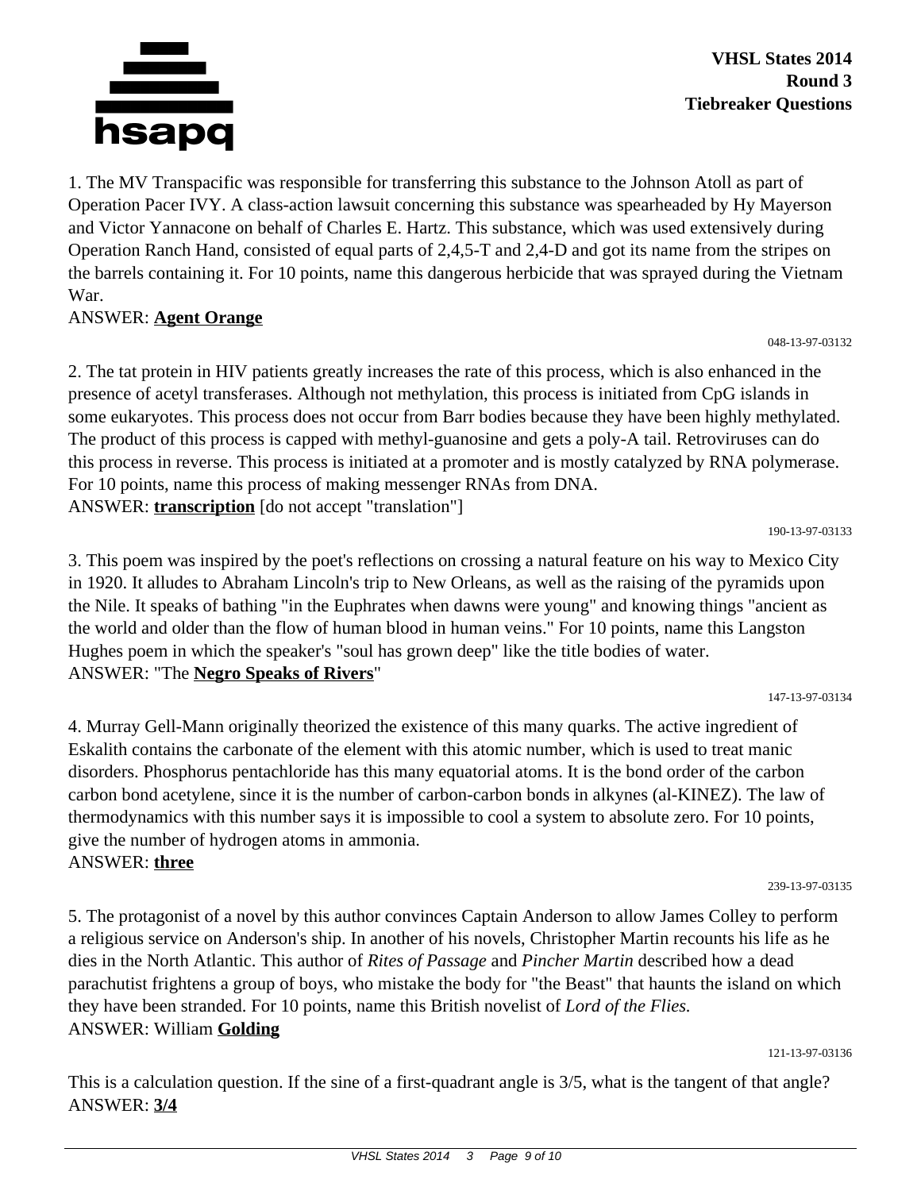**VHSL States 2014**
**Round 3**
**Tiebreaker Questions**

1. The MV Transpacific was responsible for transferring this substance to the Johnson Atoll as part of Operation Pacer IVY. A class-action lawsuit concerning this substance was spearheaded by Hy Mayerson and Victor Yannacone on behalf of Charles E. Hartz. This substance, which was used extensively during Operation Ranch Hand, consisted of equal parts of 2,4,5-T and 2,4-D and got its name from the stripes on the barrels containing it. For 10 points, name this dangerous herbicide that was sprayed during the Vietnam War.
ANSWER: **Agent Orange**

048-13-97-03132

2. The tat protein in HIV patients greatly increases the rate of this process, which is also enhanced in the presence of acetyl transferases. Although not methylation, this process is initiated from CpG islands in some eukaryotes. This process does not occur from Barr bodies because they have been highly methylated. The product of this process is capped with methyl-guanosine and gets a poly-A tail. Retroviruses can do this process in reverse. This process is initiated at a promoter and is mostly catalyzed by RNA polymerase. For 10 points, name this process of making messenger RNAs from DNA.
ANSWER: **transcription** [do not accept "translation"]

190-13-97-03133

3. This poem was inspired by the poet's reflections on crossing a natural feature on his way to Mexico City in 1920. It alludes to Abraham Lincoln's trip to New Orleans, as well as the raising of the pyramids upon the Nile. It speaks of bathing "in the Euphrates when dawns were young" and knowing things "ancient as the world and older than the flow of human blood in human veins." For 10 points, name this Langston Hughes poem in which the speaker's "soul has grown deep" like the title bodies of water.
ANSWER: "The **Negro Speaks of Rivers**"

147-13-97-03134

4. Murray Gell-Mann originally theorized the existence of this many quarks. The active ingredient of Eskalith contains the carbonate of the element with this atomic number, which is used to treat manic disorders. Phosphorus pentachloride has this many equatorial atoms. It is the bond order of the carbon carbon bond acetylene, since it is the number of carbon-carbon bonds in alkynes (al-KINEZ). The law of thermodynamics with this number says it is impossible to cool a system to absolute zero. For 10 points, give the number of hydrogen atoms in ammonia.
ANSWER: **three**

239-13-97-03135

5. The protagonist of a novel by this author convinces Captain Anderson to allow James Colley to perform a religious service on Anderson's ship. In another of his novels, Christopher Martin recounts his life as he dies in the North Atlantic. This author of *Rites of Passage* and *Pincher Martin* described how a dead parachutist frightens a group of boys, who mistake the body for "the Beast" that haunts the island on which they have been stranded. For 10 points, name this British novelist of *Lord of the Flies.*
ANSWER: William **Golding**

121-13-97-03136

This is a calculation question. If the sine of a first-quadrant angle is 3/5, what is the tangent of that angle?
ANSWER: **3/4**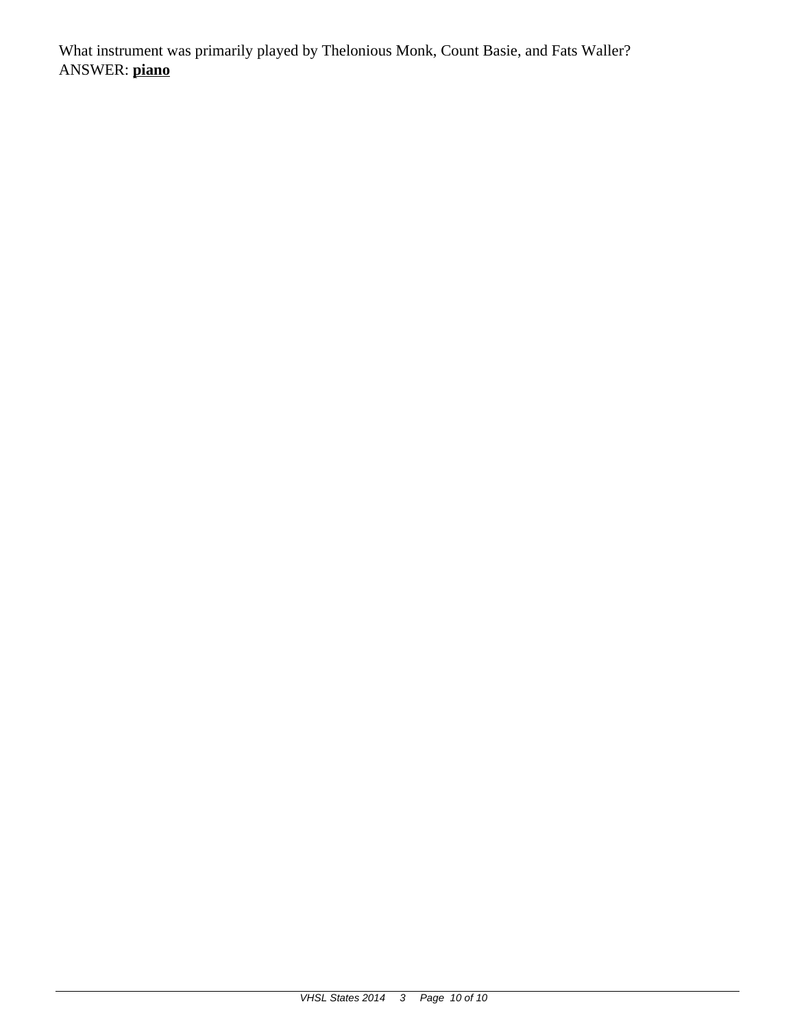What instrument was primarily played by Thelonious Monk, Count Basie, and Fats Waller?
ANSWER: **piano**